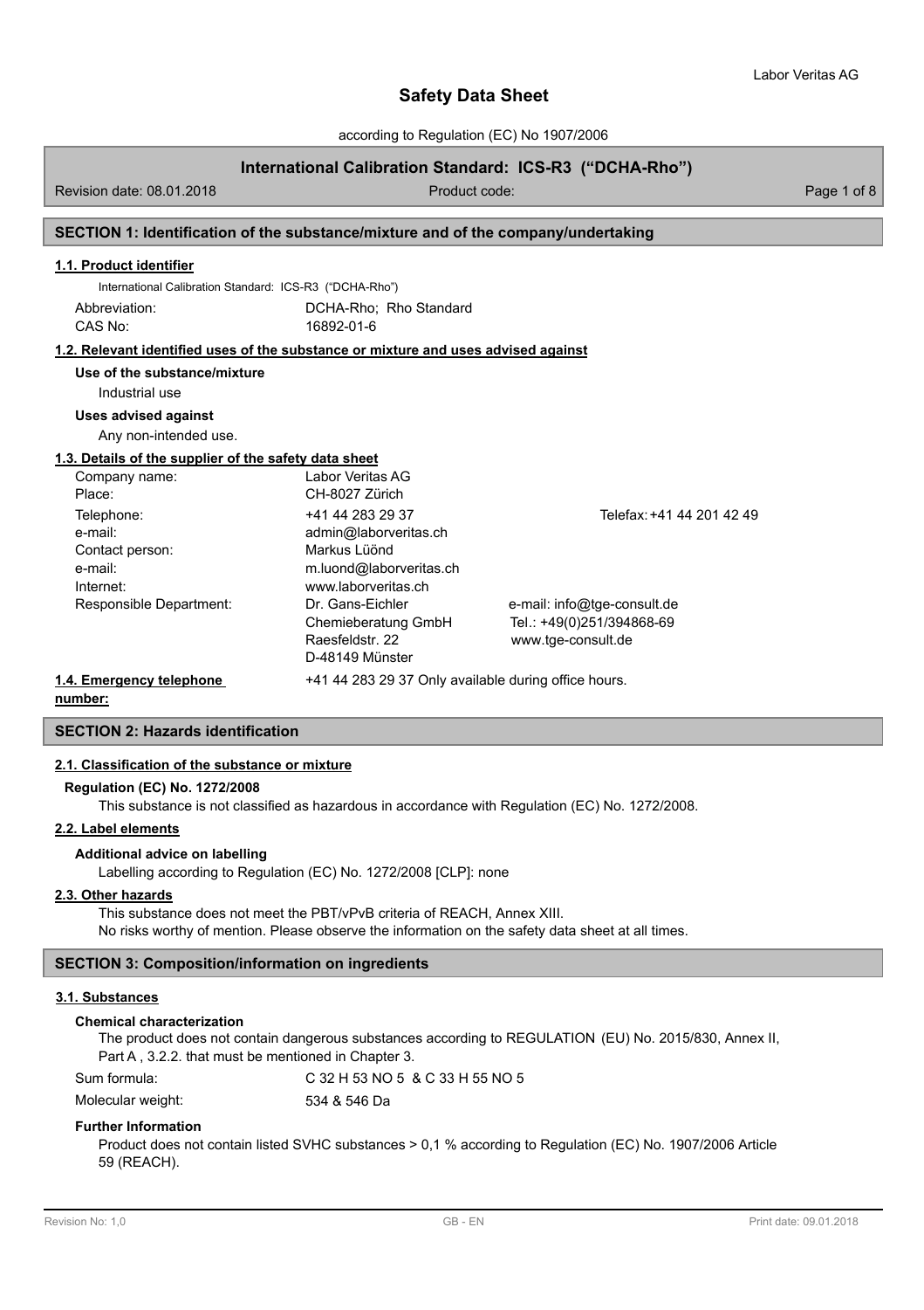# Safety Data Sheet

according to Regulation (EC) No 1907/2006

**International Calibration Standard: ICS-R3 ("DCHA-Rho")**

Revision date: 08.01.2018 | Product code: | Page 1 of 8

## SECTION 1: Identification of the substance/mixture and of the company/undertaking

### 1.1. Product identifier

International Calibration Standard: ICS-R3 ("DCHA-Rho")

| | |
|---|---|
| Abbreviation: | DCHA-Rho; Rho Standard |
| CAS No: | 16892-01-6 |

### 1.2. Relevant identified uses of the substance or mixture and uses advised against

**Use of the substance/mixture**

Industrial use

**Uses advised against**

Any non-intended use.

### 1.3. Details of the supplier of the safety data sheet

| | | |
|---|---|---|
| Company name: | Labor Veritas AG | |
| Place: | CH-8027 Zürich | |
| Telephone: | +41 44 283 29 37 | Telefax: +41 44 201 42 49 |
| e-mail: | admin@laborveritas.ch | |
| Contact person: | Markus Lüönd | |
| e-mail: | m.luond@laborveritas.ch | |
| Internet: | www.laborveritas.ch | |
| Responsible Department: | Dr. Gans-Eichler Chemieberatung GmbH Raesfeldstr. 22 D-48149 Münster | e-mail: info@tge-consult.de Tel.: +49(0)251/394868-69 www.tge-consult.de |

### 1.4. Emergency telephone number:

+41 44 283 29 37 Only available during office hours.

## SECTION 2: Hazards identification

### 2.1. Classification of the substance or mixture

**Regulation (EC) No. 1272/2008**

This substance is not classified as hazardous in accordance with Regulation (EC) No. 1272/2008.

### 2.2. Label elements

**Additional advice on labelling**

Labelling according to Regulation (EC) No. 1272/2008 [CLP]: none

### 2.3. Other hazards

This substance does not meet the PBT/vPvB criteria of REACH, Annex XIII.
No risks worthy of mention. Please observe the information on the safety data sheet at all times.

## SECTION 3: Composition/information on ingredients

### 3.1. Substances

**Chemical characterization**

The product does not contain dangerous substances according to REGULATION (EU) No. 2015/830, Annex II, Part A , 3.2.2. that must be mentioned in Chapter 3.

| | |
|---|---|
| Sum formula: | $C_{32}H_{53}NO_5$ & $C_{33}H_{55}NO_5$ |
| Molecular weight: | 534 & 546 Da |

**Further Information**

Product does not contain listed SVHC substances > 0,1 % according to Regulation (EC) No. 1907/2006 Article 59 (REACH).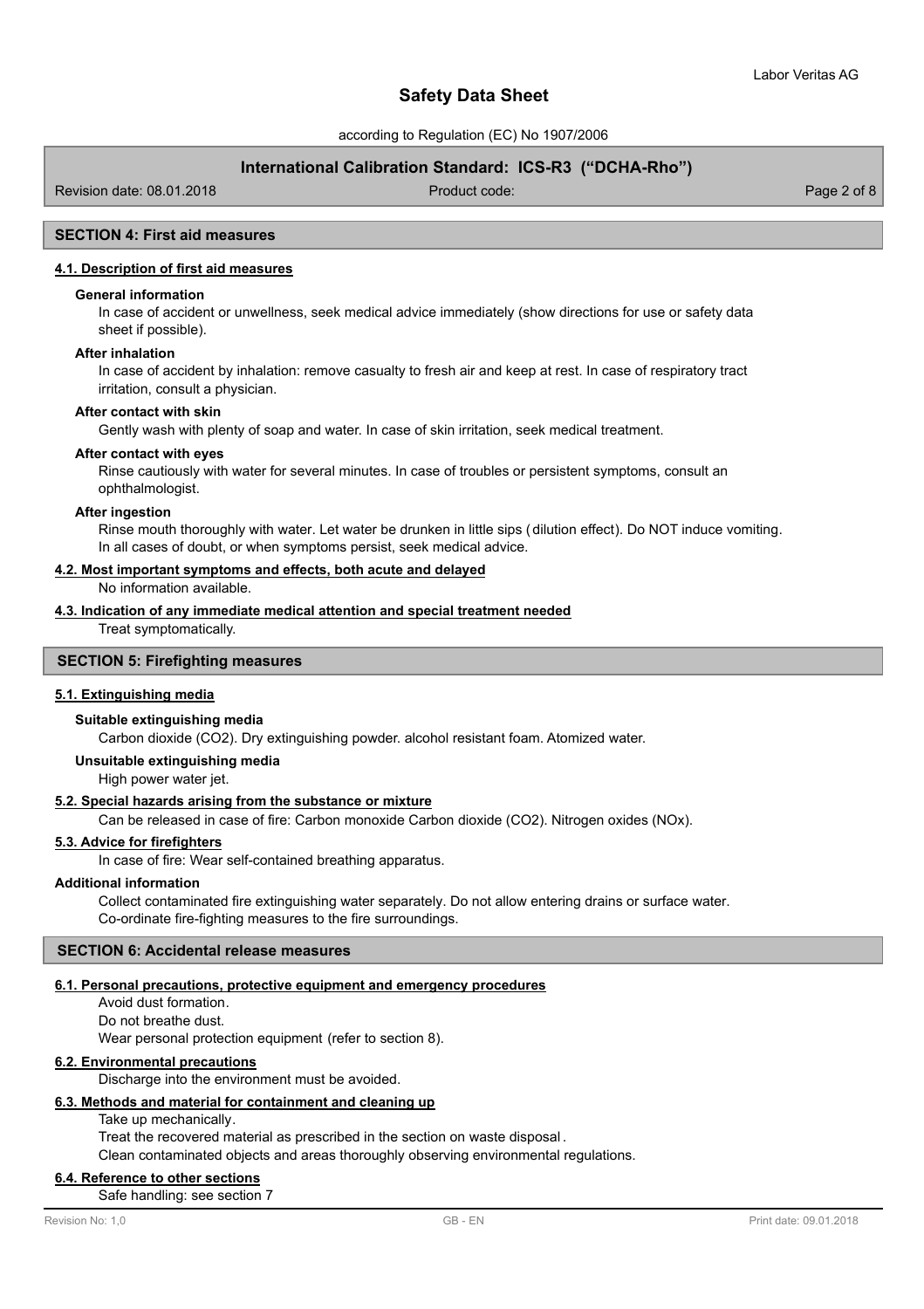## SECTION 4: First aid measures

### 4.1. Description of first aid measures

**General information**

In case of accident or unwellness, seek medical advice immediately (show directions for use or safety data sheet if possible).

**After inhalation**

In case of accident by inhalation: remove casualty to fresh air and keep at rest. In case of respiratory tract irritation, consult a physician.

**After contact with skin**

Gently wash with plenty of soap and water. In case of skin irritation, seek medical treatment.

**After contact with eyes**

Rinse cautiously with water for several minutes. In case of troubles or persistent symptoms, consult an ophthalmologist.

**After ingestion**

Rinse mouth thoroughly with water. Let water be drunken in little sips (dilution effect). Do NOT induce vomiting. In all cases of doubt, or when symptoms persist, seek medical advice.

### 4.2. Most important symptoms and effects, both acute and delayed

No information available.

### 4.3. Indication of any immediate medical attention and special treatment needed

Treat symptomatically.

## SECTION 5: Firefighting measures

### 5.1. Extinguishing media

**Suitable extinguishing media**

Carbon dioxide ($CO_2$). Dry extinguishing powder. alcohol resistant foam. Atomized water.

**Unsuitable extinguishing media**

High power water jet.

### 5.2. Special hazards arising from the substance or mixture

Can be released in case of fire: Carbon monoxide Carbon dioxide ($CO_2$). Nitrogen oxides ($NO_x$).

### 5.3. Advice for firefighters

In case of fire: Wear self-contained breathing apparatus.

**Additional information**

Collect contaminated fire extinguishing water separately. Do not allow entering drains or surface water.
Co-ordinate fire-fighting measures to the fire surroundings.

## SECTION 6: Accidental release measures

### 6.1. Personal precautions, protective equipment and emergency procedures

Avoid dust formation.
Do not breathe dust.
Wear personal protection equipment (refer to section 8).

### 6.2. Environmental precautions

Discharge into the environment must be avoided.

### 6.3. Methods and material for containment and cleaning up

Take up mechanically.
Treat the recovered material as prescribed in the section on waste disposal.
Clean contaminated objects and areas thoroughly observing environmental regulations.

### 6.4. Reference to other sections

Safe handling: see section 7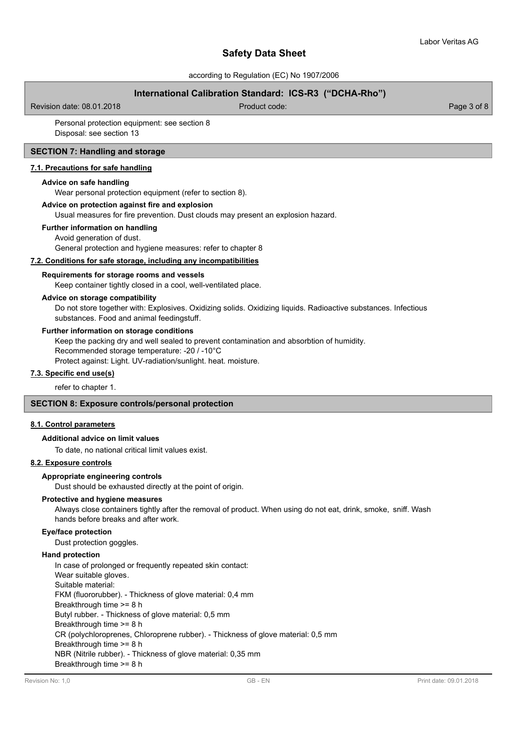Personal protection equipment: see section 8
Disposal: see section 13

## SECTION 7: Handling and storage

### 7.1. Precautions for safe handling

**Advice on safe handling**

Wear personal protection equipment (refer to section 8).

**Advice on protection against fire and explosion**

Usual measures for fire prevention. Dust clouds may present an explosion hazard.

**Further information on handling**

Avoid generation of dust.
General protection and hygiene measures: refer to chapter 8

### 7.2. Conditions for safe storage, including any incompatibilities

**Requirements for storage rooms and vessels**

Keep container tightly closed in a cool, well-ventilated place.

**Advice on storage compatibility**

Do not store together with: Explosives. Oxidizing solids. Oxidizing liquids. Radioactive substances. Infectious substances. Food and animal feedingstuff.

**Further information on storage conditions**

Keep the packing dry and well sealed to prevent contamination and absorbtion of humidity.
Recommended storage temperature: -20 / -10°C
Protect against: Light. UV-radiation/sunlight. heat. moisture.

### 7.3. Specific end use(s)

refer to chapter 1.

## SECTION 8: Exposure controls/personal protection

### 8.1. Control parameters

**Additional advice on limit values**

To date, no national critical limit values exist.

### 8.2. Exposure controls

**Appropriate engineering controls**

Dust should be exhausted directly at the point of origin.

**Protective and hygiene measures**

Always close containers tightly after the removal of product. When using do not eat, drink, smoke, sniff. Wash hands before breaks and after work.

**Eye/face protection**

Dust protection goggles.

**Hand protection**

In case of prolonged or frequently repeated skin contact:
Wear suitable gloves.
Suitable material:
FKM (fluororubber). - Thickness of glove material: 0,4 mm
Breakthrough time >= 8 h
Butyl rubber. - Thickness of glove material: 0,5 mm
Breakthrough time >= 8 h
CR (polychloroprenes, Chloroprene rubber). - Thickness of glove material: 0,5 mm
Breakthrough time >= 8 h
NBR (Nitrile rubber). - Thickness of glove material: 0,35 mm
Breakthrough time >= 8 h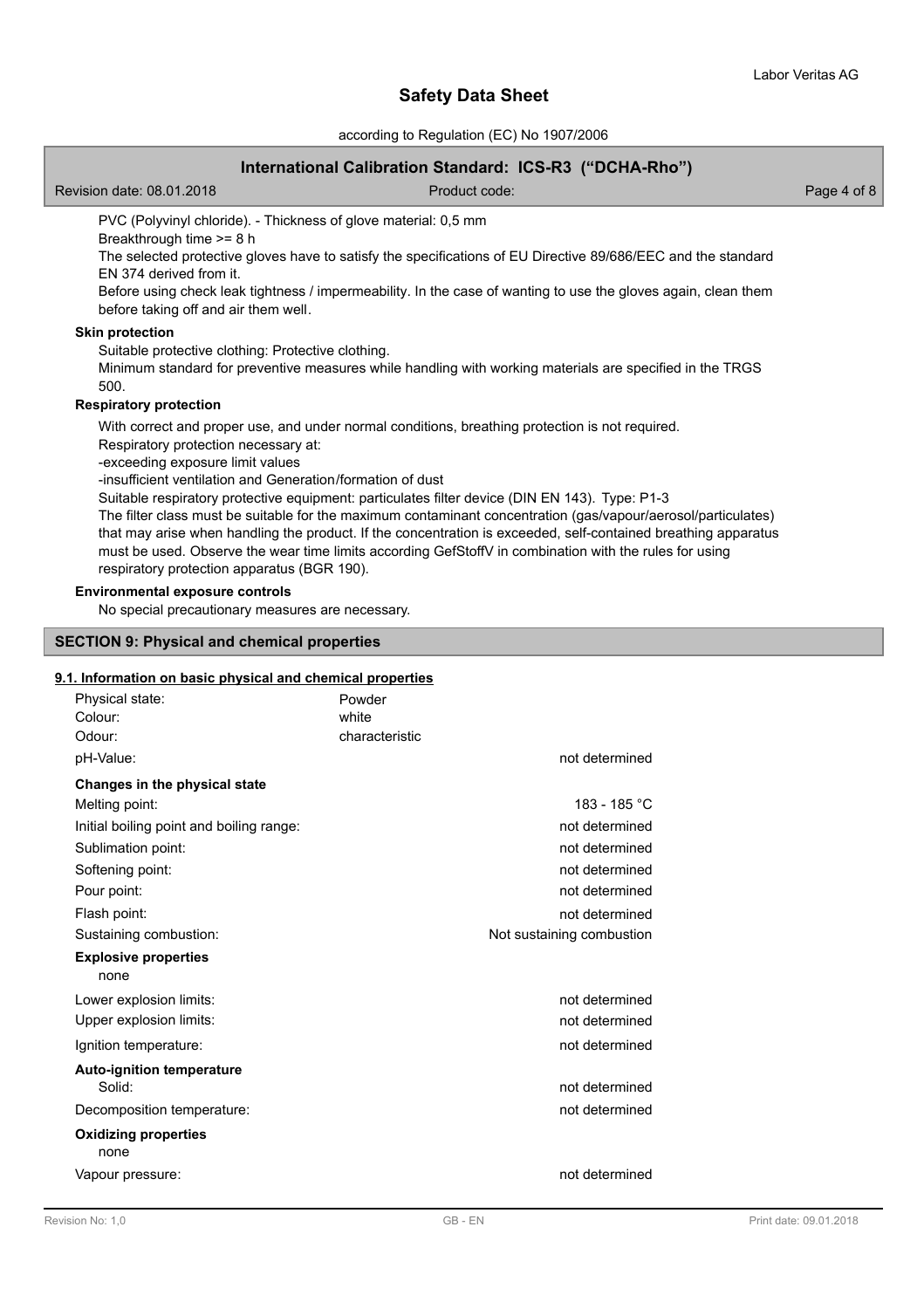PVC (Polyvinyl chloride). - Thickness of glove material: 0,5 mm

Breakthrough time >= 8 h

The selected protective gloves have to satisfy the specifications of EU Directive 89/686/EEC and the standard EN 374 derived from it.

Before using check leak tightness / impermeability. In the case of wanting to use the gloves again, clean them before taking off and air them well.

**Skin protection**

Suitable protective clothing: Protective clothing.

Minimum standard for preventive measures while handling with working materials are specified in the TRGS 500.

**Respiratory protection**

With correct and proper use, and under normal conditions, breathing protection is not required.

Respiratory protection necessary at:

-exceeding exposure limit values

-insufficient ventilation and Generation/formation of dust

Suitable respiratory protective equipment: particulates filter device (DIN EN 143). Type: P1-3

The filter class must be suitable for the maximum contaminant concentration (gas/vapour/aerosol/particulates) that may arise when handling the product. If the concentration is exceeded, self-contained breathing apparatus must be used. Observe the wear time limits according GefStoffV in combination with the rules for using respiratory protection apparatus (BGR 190).

**Environmental exposure controls**

No special precautionary measures are necessary.

## SECTION 9: Physical and chemical properties

### 9.1. Information on basic physical and chemical properties

| | | |
|---|---|---|
| Physical state: | Powder | |
| Colour: | white | |
| Odour: | characteristic | |
| pH-Value: | | not determined |
| **Changes in the physical state** | | |
| Melting point: | | 183 - 185 °C |
| Initial boiling point and boiling range: | | not determined |
| Sublimation point: | | not determined |
| Softening point: | | not determined |
| Pour point: | | not determined |
| Flash point: | | not determined |
| Sustaining combustion: | | Not sustaining combustion |
| **Explosive properties** | | |
| none | | |
| Lower explosion limits: | | not determined |
| Upper explosion limits: | | not determined |
| Ignition temperature: | | not determined |
| **Auto-ignition temperature** | | |
| Solid: | | not determined |
| Decomposition temperature: | | not determined |
| **Oxidizing properties** | | |
| none | | |
| Vapour pressure: | | not determined |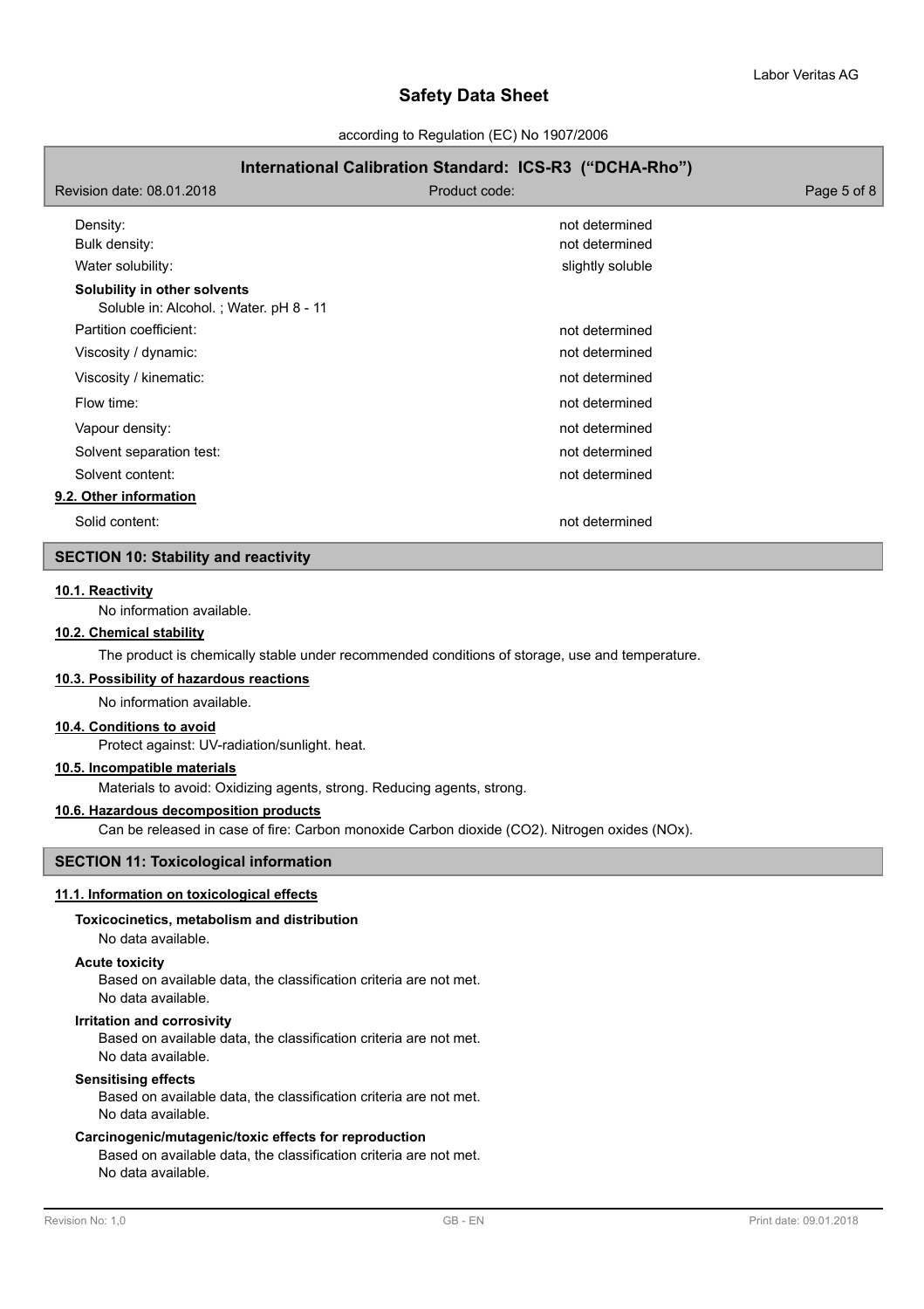| | |
|---|---|
| Density: | not determined |
| Bulk density: | not determined |
| Water solubility: | slightly soluble |

**Solubility in other solvents**

Soluble in: Alcohol. ; Water. pH 8 - 11

| | |
|---|---|
| Partition coefficient: | not determined |
| Viscosity / dynamic: | not determined |
| Viscosity / kinematic: | not determined |
| Flow time: | not determined |
| Vapour density: | not determined |
| Solvent separation test: | not determined |
| Solvent content: | not determined |

**9.2. Other information**

| | |
|---|---|
| Solid content: | not determined |

## SECTION 10: Stability and reactivity

**10.1. Reactivity**

No information available.

**10.2. Chemical stability**

The product is chemically stable under recommended conditions of storage, use and temperature.

**10.3. Possibility of hazardous reactions**

No information available.

**10.4. Conditions to avoid**

Protect against: UV-radiation/sunlight. heat.

**10.5. Incompatible materials**

Materials to avoid: Oxidizing agents, strong. Reducing agents, strong.

**10.6. Hazardous decomposition products**

Can be released in case of fire: Carbon monoxide Carbon dioxide ($CO_2$). Nitrogen oxides ($NO_x$).

## SECTION 11: Toxicological information

**11.1. Information on toxicological effects**

**Toxicocinetics, metabolism and distribution**

No data available.

**Acute toxicity**

Based on available data, the classification criteria are not met.
No data available.

**Irritation and corrosivity**

Based on available data, the classification criteria are not met.
No data available.

**Sensitising effects**

Based on available data, the classification criteria are not met.
No data available.

**Carcinogenic/mutagenic/toxic effects for reproduction**

Based on available data, the classification criteria are not met.
No data available.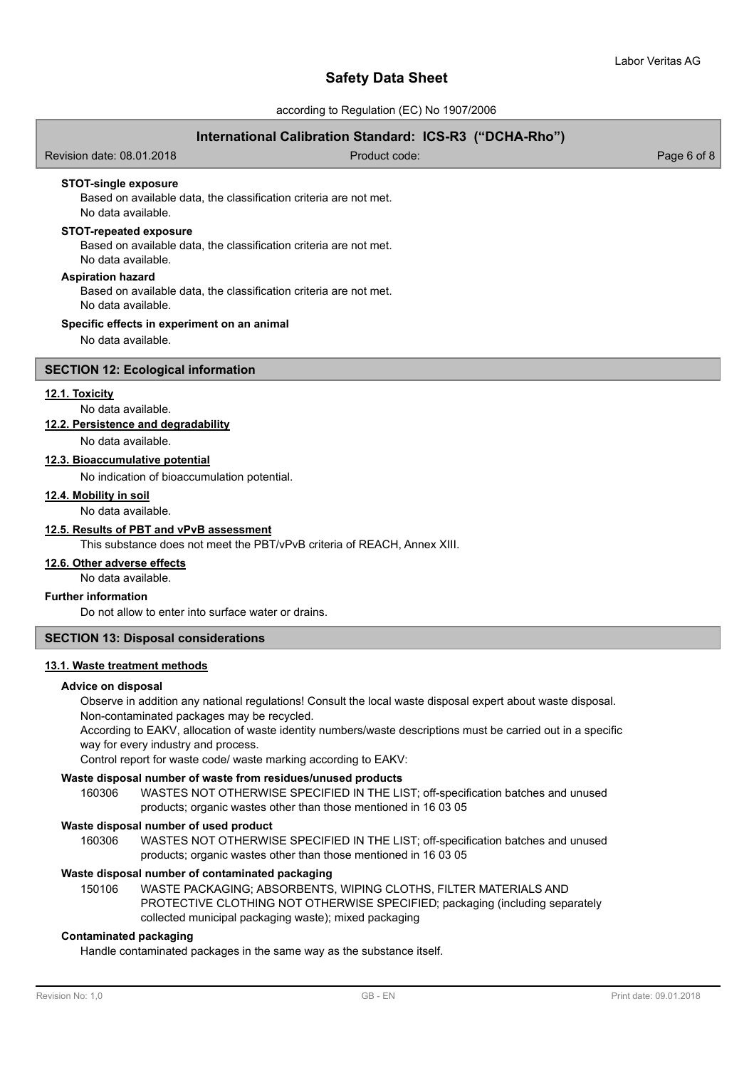**STOT-single exposure**

Based on available data, the classification criteria are not met.
No data available.

**STOT-repeated exposure**

Based on available data, the classification criteria are not met.
No data available.

**Aspiration hazard**

Based on available data, the classification criteria are not met.
No data available.

**Specific effects in experiment on an animal**

No data available.

## SECTION 12: Ecological information

### 12.1. Toxicity

No data available.

### 12.2. Persistence and degradability

No data available.

### 12.3. Bioaccumulative potential

No indication of bioaccumulation potential.

### 12.4. Mobility in soil

No data available.

### 12.5. Results of PBT and vPvB assessment

This substance does not meet the PBT/vPvB criteria of REACH, Annex XIII.

### 12.6. Other adverse effects

No data available.

**Further information**

Do not allow to enter into surface water or drains.

## SECTION 13: Disposal considerations

### 13.1. Waste treatment methods

**Advice on disposal**

Observe in addition any national regulations! Consult the local waste disposal expert about waste disposal.
Non-contaminated packages may be recycled.
According to EAKV, allocation of waste identity numbers/waste descriptions must be carried out in a specific way for every industry and process.
Control report for waste code/ waste marking according to EAKV:

**Waste disposal number of waste from residues/unused products**

160306 WASTES NOT OTHERWISE SPECIFIED IN THE LIST; off-specification batches and unused products; organic wastes other than those mentioned in 16 03 05

**Waste disposal number of used product**

160306 WASTES NOT OTHERWISE SPECIFIED IN THE LIST; off-specification batches and unused products; organic wastes other than those mentioned in 16 03 05

**Waste disposal number of contaminated packaging**

150106 WASTE PACKAGING; ABSORBENTS, WIPING CLOTHS, FILTER MATERIALS AND PROTECTIVE CLOTHING NOT OTHERWISE SPECIFIED; packaging (including separately collected municipal packaging waste); mixed packaging

**Contaminated packaging**

Handle contaminated packages in the same way as the substance itself.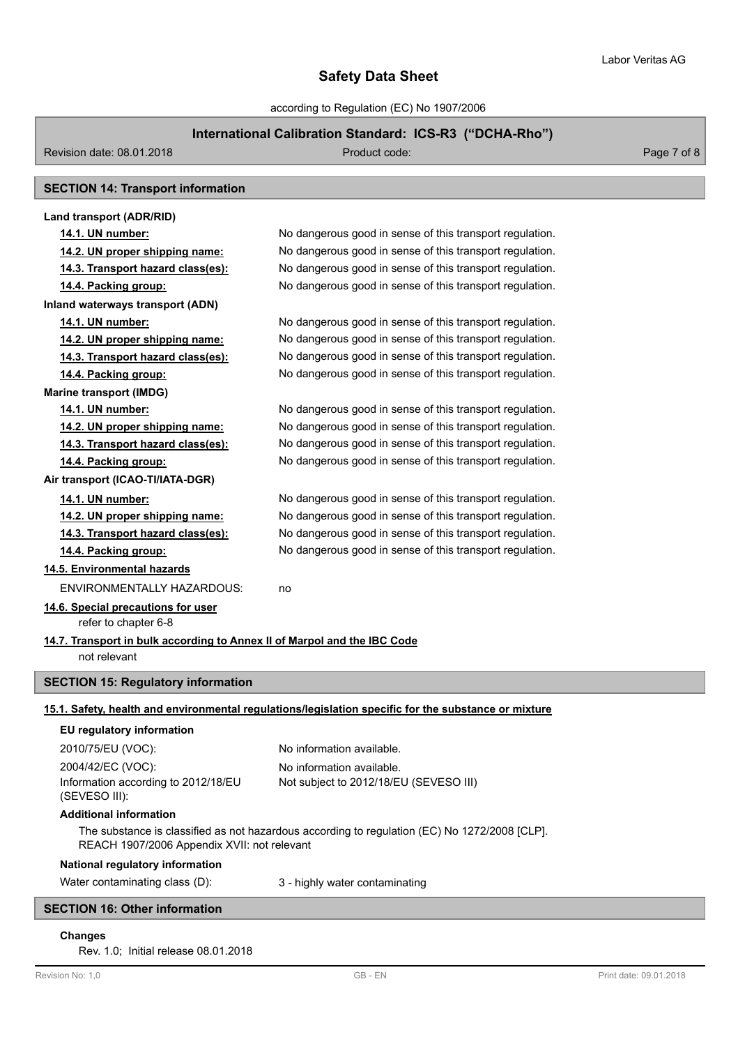## SECTION 14: Transport information

**Land transport (ADR/RID)**

| | |
|---|---|
| **14.1. UN number:** | No dangerous good in sense of this transport regulation. |
| **14.2. UN proper shipping name:** | No dangerous good in sense of this transport regulation. |
| **14.3. Transport hazard class(es):** | No dangerous good in sense of this transport regulation. |
| **14.4. Packing group:** | No dangerous good in sense of this transport regulation. |

**Inland waterways transport (ADN)**

| | |
|---|---|
| **14.1. UN number:** | No dangerous good in sense of this transport regulation. |
| **14.2. UN proper shipping name:** | No dangerous good in sense of this transport regulation. |
| **14.3. Transport hazard class(es):** | No dangerous good in sense of this transport regulation. |
| **14.4. Packing group:** | No dangerous good in sense of this transport regulation. |

**Marine transport (IMDG)**

| | |
|---|---|
| **14.1. UN number:** | No dangerous good in sense of this transport regulation. |
| **14.2. UN proper shipping name:** | No dangerous good in sense of this transport regulation. |
| **14.3. Transport hazard class(es):** | No dangerous good in sense of this transport regulation. |
| **14.4. Packing group:** | No dangerous good in sense of this transport regulation. |

**Air transport (ICAO-TI/IATA-DGR)**

| | |
|---|---|
| **14.1. UN number:** | No dangerous good in sense of this transport regulation. |
| **14.2. UN proper shipping name:** | No dangerous good in sense of this transport regulation. |
| **14.3. Transport hazard class(es):** | No dangerous good in sense of this transport regulation. |
| **14.4. Packing group:** | No dangerous good in sense of this transport regulation. |

**14.5. Environmental hazards**

ENVIRONMENTALLY HAZARDOUS: no

**14.6. Special precautions for user**

refer to chapter 6-8

**14.7. Transport in bulk according to Annex II of Marpol and the IBC Code**

not relevant

## SECTION 15: Regulatory information

**15.1. Safety, health and environmental regulations/legislation specific for the substance or mixture**

**EU regulatory information**

| | |
|---|---|
| 2010/75/EU (VOC): | No information available. |
| 2004/42/EC (VOC): | No information available. |
| Information according to 2012/18/EU (SEVESO III): | Not subject to 2012/18/EU (SEVESO III) |

**Additional information**

The substance is classified as not hazardous according to regulation (EC) No 1272/2008 [CLP].
REACH 1907/2006 Appendix XVII: not relevant

**National regulatory information**

Water contaminating class (D): 3 - highly water contaminating

## SECTION 16: Other information

**Changes**

Rev. 1.0; Initial release 08.01.2018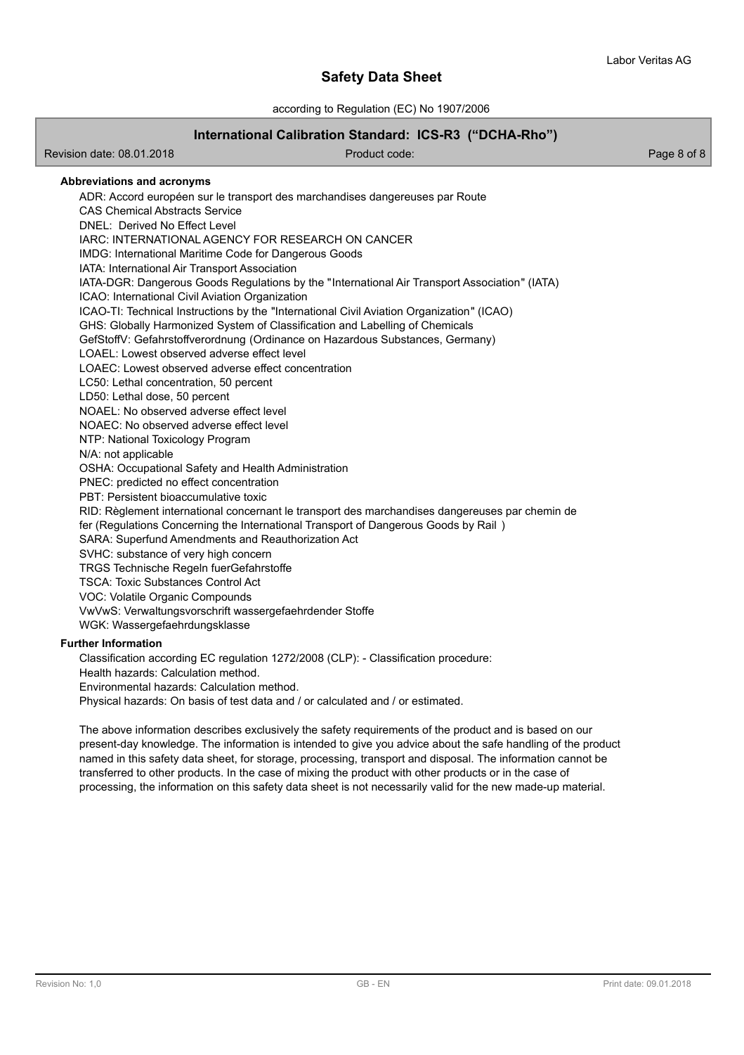### Abbreviations and acronyms

ADR: Accord européen sur le transport des marchandises dangereuses par Route
CAS Chemical Abstracts Service
DNEL: Derived No Effect Level
IARC: INTERNATIONAL AGENCY FOR RESEARCH ON CANCER
IMDG: International Maritime Code for Dangerous Goods
IATA: International Air Transport Association
IATA-DGR: Dangerous Goods Regulations by the "International Air Transport Association" (IATA)
ICAO: International Civil Aviation Organization
ICAO-TI: Technical Instructions by the "International Civil Aviation Organization" (ICAO)
GHS: Globally Harmonized System of Classification and Labelling of Chemicals
GefStoffV: Gefahrstoffverordnung (Ordinance on Hazardous Substances, Germany)
LOAEL: Lowest observed adverse effect level
LOAEC: Lowest observed adverse effect concentration
LC50: Lethal concentration, 50 percent
LD50: Lethal dose, 50 percent
NOAEL: No observed adverse effect level
NOAEC: No observed adverse effect level
NTP: National Toxicology Program
N/A: not applicable
OSHA: Occupational Safety and Health Administration
PNEC: predicted no effect concentration
PBT: Persistent bioaccumulative toxic
RID: Règlement international concernant le transport des marchandises dangereuses par chemin de fer (Regulations Concerning the International Transport of Dangerous Goods by Rail )
SARA: Superfund Amendments and Reauthorization Act
SVHC: substance of very high concern
TRGS Technische Regeln fuerGefahrstoffe
TSCA: Toxic Substances Control Act
VOC: Volatile Organic Compounds
VwVwS: Verwaltungsvorschrift wassergefaehrdender Stoffe
WGK: Wassergefaehrdungsklasse

### Further Information

Classification according EC regulation 1272/2008 (CLP): - Classification procedure:
Health hazards: Calculation method.
Environmental hazards: Calculation method.
Physical hazards: On basis of test data and / or calculated and / or estimated.

The above information describes exclusively the safety requirements of the product and is based on our present-day knowledge. The information is intended to give you advice about the safe handling of the product named in this safety data sheet, for storage, processing, transport and disposal. The information cannot be transferred to other products. In the case of mixing the product with other products or in the case of processing, the information on this safety data sheet is not necessarily valid for the new made-up material.